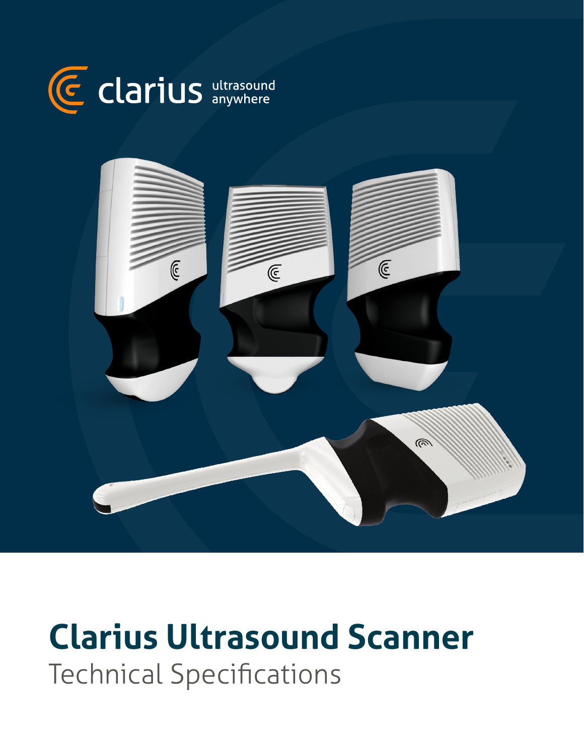clarius ultrasound anywhere

# Clarius Ultrasound Scanner

Technical Specifications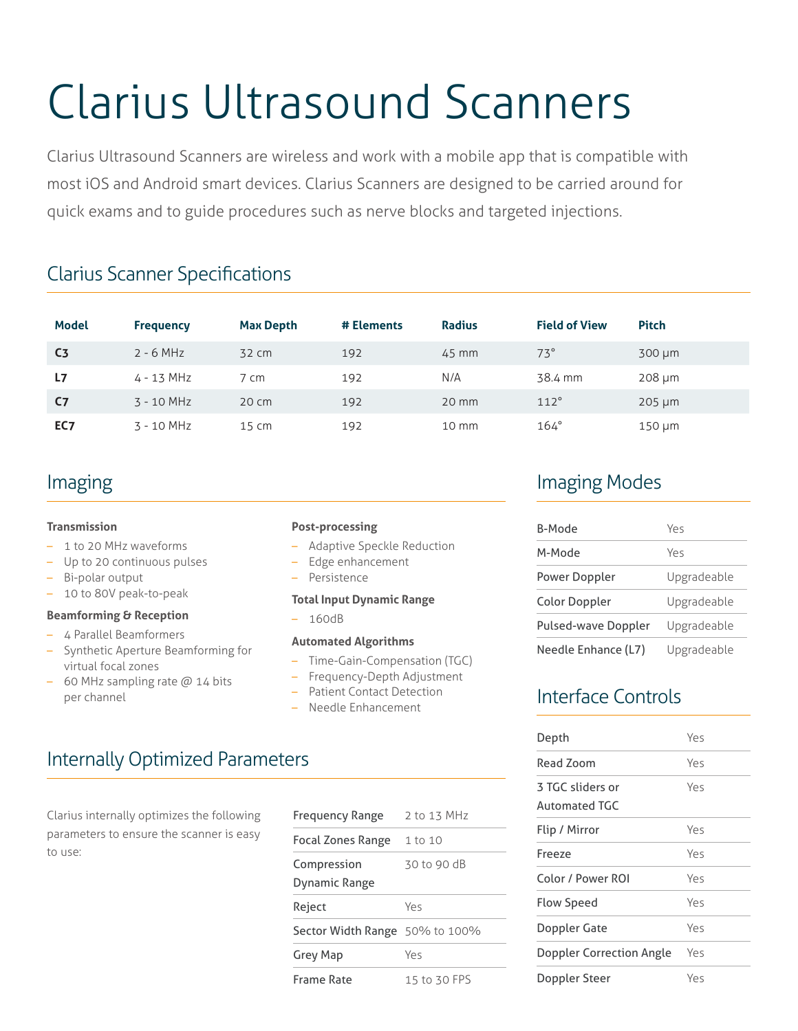# Clarius Ultrasound Scanners

Clarius Ultrasound Scanners are wireless and work with a mobile app that is compatible with most iOS and Android smart devices. Clarius Scanners are designed to be carried around for quick exams and to guide procedures such as nerve blocks and targeted injections.

## Clarius Scanner Specifications

| Model | Frequency | Max Depth | # Elements | Radius | Field of View | Pitch |
|---|---|---|---|---|---|---|
| **C3** | 2 - 6 MHz | 32 cm | 192 | 45 mm | 73° | 300 µm |
| **L7** | 4 - 13 MHz | 7 cm | 192 | N/A | 38.4 mm | 208 µm |
| **C7** | 3 - 10 MHz | 20 cm | 192 | 20 mm | 112° | 205 µm |
| **EC7** | 3 - 10 MHz | 15 cm | 192 | 10 mm | 164° | 150 µm |

## Imaging

**Transmission**

- 1 to 20 MHz waveforms
- Up to 20 continuous pulses
- Bi-polar output
- 10 to 80V peak-to-peak

**Beamforming & Reception**

- 4 Parallel Beamformers
- Synthetic Aperture Beamforming for virtual focal zones
- 60 MHz sampling rate @ 14 bits per channel

**Post-processing**

- Adaptive Speckle Reduction
- Edge enhancement
- Persistence

**Total Input Dynamic Range**

- 160dB

**Automated Algorithms**

- Time-Gain-Compensation (TGC)
- Frequency-Depth Adjustment
- Patient Contact Detection
- Needle Enhancement

## Internally Optimized Parameters

Clarius internally optimizes the following parameters to ensure the scanner is easy to use:

| Parameter | Value |
|---|---|
| Frequency Range | 2 to 13 MHz |
| Focal Zones Range | 1 to 10 |
| Compression Dynamic Range | 30 to 90 dB |
| Reject | Yes |
| Sector Width Range | 50% to 100% |
| Grey Map | Yes |
| Frame Rate | 15 to 30 FPS |

## Imaging Modes

| Mode | Availability |
|---|---|
| B-Mode | Yes |
| M-Mode | Yes |
| Power Doppler | Upgradeable |
| Color Doppler | Upgradeable |
| Pulsed-wave Doppler | Upgradeable |
| Needle Enhance (L7) | Upgradeable |

## Interface Controls

| Control | Availability |
|---|---|
| Depth | Yes |
| Read Zoom | Yes |
| 3 TGC sliders or Automated TGC | Yes |
| Flip / Mirror | Yes |
| Freeze | Yes |
| Color / Power ROI | Yes |
| Flow Speed | Yes |
| Doppler Gate | Yes |
| Doppler Correction Angle | Yes |
| Doppler Steer | Yes |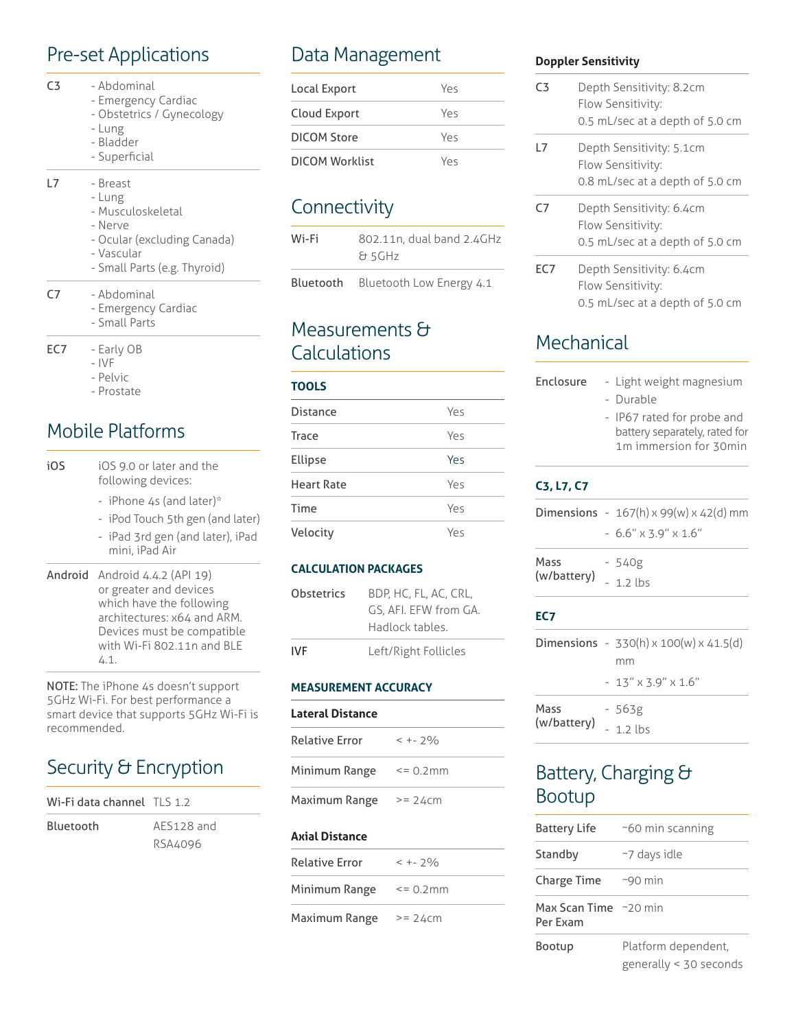## Pre-set Applications

| | |
|---|---|
| C3 | - Abdominal<br>- Emergency Cardiac<br>- Obstetrics / Gynecology<br>- Lung<br>- Bladder<br>- Superficial |
| L7 | - Breast<br>- Lung<br>- Musculoskeletal<br>- Nerve<br>- Ocular (excluding Canada)<br>- Vascular<br>- Small Parts (e.g. Thyroid) |
| C7 | - Abdominal<br>- Emergency Cardiac<br>- Small Parts |
| EC7 | - Early OB<br>- IVF<br>- Pelvic<br>- Prostate |

## Mobile Platforms

| | |
|---|---|
| iOS | iOS 9.0 or later and the following devices:<br>- iPhone 4s (and later)*<br>- iPod Touch 5th gen (and later)<br>- iPad 3rd gen (and later), iPad mini, iPad Air |
| Android | Android 4.4.2 (API 19) or greater and devices which have the following architectures: x64 and ARM. Devices must be compatible with Wi-Fi 802.11n and BLE 4.1. |

**NOTE:** The iPhone 4s doesn't support 5GHz Wi-Fi. For best performance a smart device that supports 5GHz Wi-Fi is recommended.

## Security & Encryption

| | |
|---|---|
| Wi-Fi data channel | TLS 1.2 |
| Bluetooth | AES128 and RSA4096 |

## Data Management

| | |
|---|---|
| Local Export | Yes |
| Cloud Export | Yes |
| DICOM Store | Yes |
| DICOM Worklist | Yes |

## Connectivity

| | |
|---|---|
| Wi-Fi | 802.11n, dual band 2.4GHz & 5GHz |
| Bluetooth | Bluetooth Low Energy 4.1 |

## Measurements & Calculations

### TOOLS

| | |
|---|---|
| Distance | Yes |
| Trace | Yes |
| Ellipse | Yes |
| Heart Rate | Yes |
| Time | Yes |
| Velocity | Yes |

### CALCULATION PACKAGES

| | |
|---|---|
| Obstetrics | BDP, HC, FL, AC, CRL, GS, AFI. EFW from GA. Hadlock tables. |
| IVF | Left/Right Follicles |

### MEASUREMENT ACCURACY

**Lateral Distance**

| | |
|---|---|
| Relative Error | < +- 2% |
| Minimum Range | <= 0.2mm |
| Maximum Range | >= 24cm |

**Axial Distance**

| | |
|---|---|
| Relative Error | < +- 2% |
| Minimum Range | <= 0.2mm |
| Maximum Range | >= 24cm |

### Doppler Sensitivity

| | |
|---|---|
| C3 | Depth Sensitivity: 8.2cm<br>Flow Sensitivity:<br>0.5 mL/sec at a depth of 5.0 cm |
| L7 | Depth Sensitivity: 5.1cm<br>Flow Sensitivity:<br>0.8 mL/sec at a depth of 5.0 cm |
| C7 | Depth Sensitivity: 6.4cm<br>Flow Sensitivity:<br>0.5 mL/sec at a depth of 5.0 cm |
| EC7 | Depth Sensitivity: 6.4cm<br>Flow Sensitivity:<br>0.5 mL/sec at a depth of 5.0 cm |

## Mechanical

| | |
|---|---|
| Enclosure | - Light weight magnesium<br>- Durable<br>- IP67 rated for probe and battery separately, rated for 1m immersion for 30min |

### C3, L7, C7

| | |
|---|---|
| Dimensions | - 167(h) x 99(w) x 42(d) mm<br>- 6.6" x 3.9" x 1.6" |
| Mass (w/battery) | - 540g<br>- 1.2 lbs |

### EC7

| | |
|---|---|
| Dimensions | - 330(h) x 100(w) x 41.5(d) mm<br>- 13" x 3.9" x 1.6" |
| Mass (w/battery) | - 563g<br>- 1.2 lbs |

## Battery, Charging & Bootup

| | |
|---|---|
| Battery Life | ~60 min scanning |
| Standby | ~7 days idle |
| Charge Time | ~90 min |
| Max Scan Time Per Exam | ~20 min |
| Bootup | Platform dependent, generally < 30 seconds |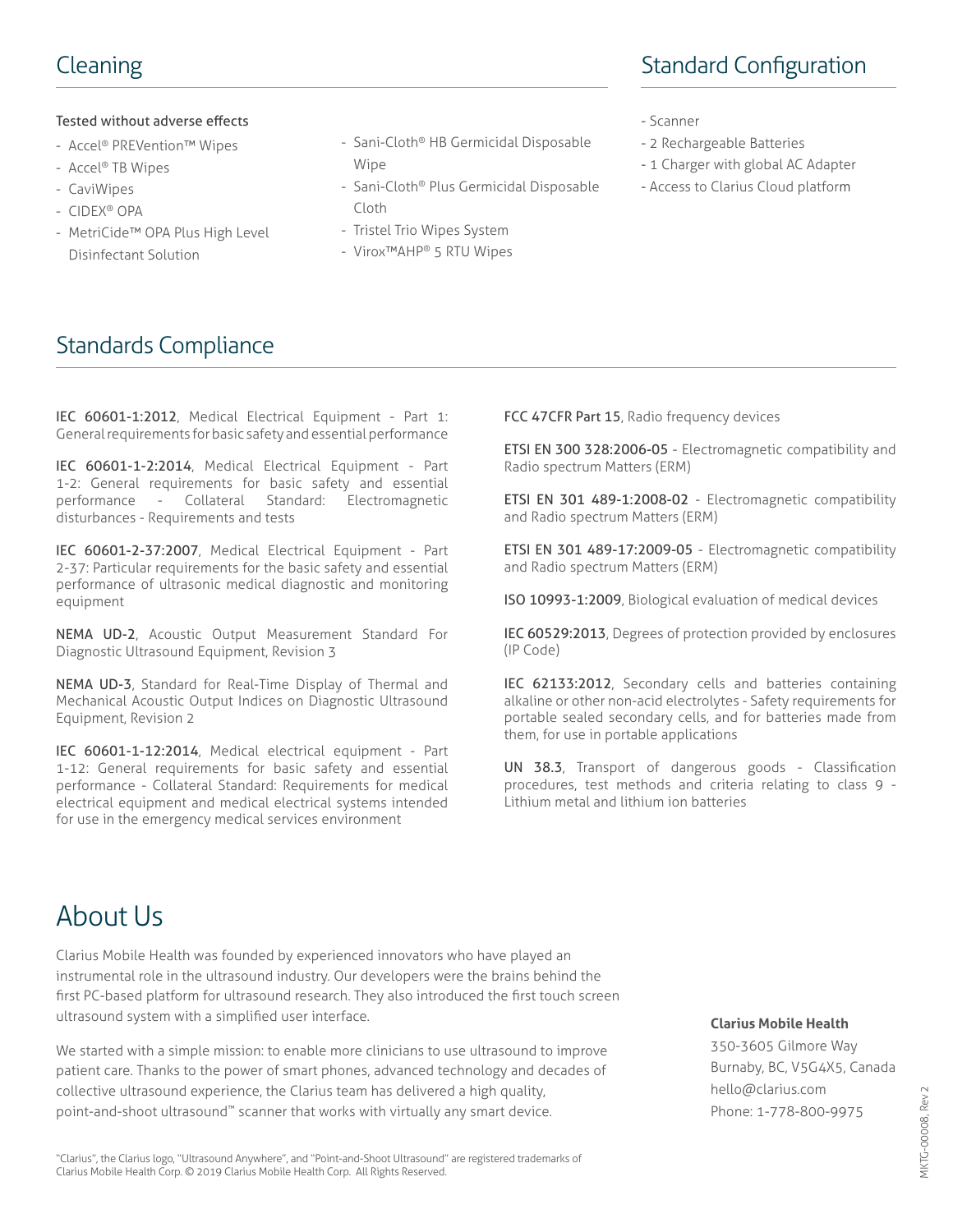## Cleaning

Tested without adverse effects

- Accel® PREVention™ Wipes
- Accel® TB Wipes
- CaviWipes
- CIDEX® OPA
- MetriCide™ OPA Plus High Level Disinfectant Solution
- Sani-Cloth® HB Germicidal Disposable Wipe
- Sani-Cloth® Plus Germicidal Disposable Cloth
- Tristel Trio Wipes System
- Virox™AHP® 5 RTU Wipes

## Standard Configuration

- Scanner
- 2 Rechargeable Batteries
- 1 Charger with global AC Adapter
- Access to Clarius Cloud platform

## Standards Compliance

**IEC 60601-1:2012**, Medical Electrical Equipment - Part 1: General requirements for basic safety and essential performance

**IEC 60601-1-2:2014**, Medical Electrical Equipment - Part 1-2: General requirements for basic safety and essential performance - Collateral Standard: Electromagnetic disturbances - Requirements and tests

**IEC 60601-2-37:2007**, Medical Electrical Equipment - Part 2-37: Particular requirements for the basic safety and essential performance of ultrasonic medical diagnostic and monitoring equipment

**NEMA UD-2**, Acoustic Output Measurement Standard For Diagnostic Ultrasound Equipment, Revision 3

**NEMA UD-3**, Standard for Real-Time Display of Thermal and Mechanical Acoustic Output Indices on Diagnostic Ultrasound Equipment, Revision 2

**IEC 60601-1-12:2014**, Medical electrical equipment - Part 1-12: General requirements for basic safety and essential performance - Collateral Standard: Requirements for medical electrical equipment and medical electrical systems intended for use in the emergency medical services environment

**FCC 47CFR Part 15**, Radio frequency devices

**ETSI EN 300 328:2006-05** - Electromagnetic compatibility and Radio spectrum Matters (ERM)

**ETSI EN 301 489-1:2008-02** - Electromagnetic compatibility and Radio spectrum Matters (ERM)

**ETSI EN 301 489-17:2009-05** - Electromagnetic compatibility and Radio spectrum Matters (ERM)

**ISO 10993-1:2009**, Biological evaluation of medical devices

**IEC 60529:2013**, Degrees of protection provided by enclosures (IP Code)

**IEC 62133:2012**, Secondary cells and batteries containing alkaline or other non-acid electrolytes - Safety requirements for portable sealed secondary cells, and for batteries made from them, for use in portable applications

**UN 38.3**, Transport of dangerous goods - Classification procedures, test methods and criteria relating to class 9 - Lithium metal and lithium ion batteries

# About Us

Clarius Mobile Health was founded by experienced innovators who have played an instrumental role in the ultrasound industry. Our developers were the brains behind the first PC-based platform for ultrasound research. They also introduced the first touch screen ultrasound system with a simplified user interface.

We started with a simple mission: to enable more clinicians to use ultrasound to improve patient care. Thanks to the power of smart phones, advanced technology and decades of collective ultrasound experience, the Clarius team has delivered a high quality, point-and-shoot ultrasound™ scanner that works with virtually any smart device.

**Clarius Mobile Health**
350-3605 Gilmore Way
Burnaby, BC, V5G4X5, Canada
hello@clarius.com
Phone: 1-778-800-9975

"Clarius", the Clarius logo, "Ultrasound Anywhere", and "Point-and-Shoot Ultrasound" are registered trademarks of Clarius Mobile Health Corp. © 2019 Clarius Mobile Health Corp. All Rights Reserved.

MKTG-00008, Rev 2